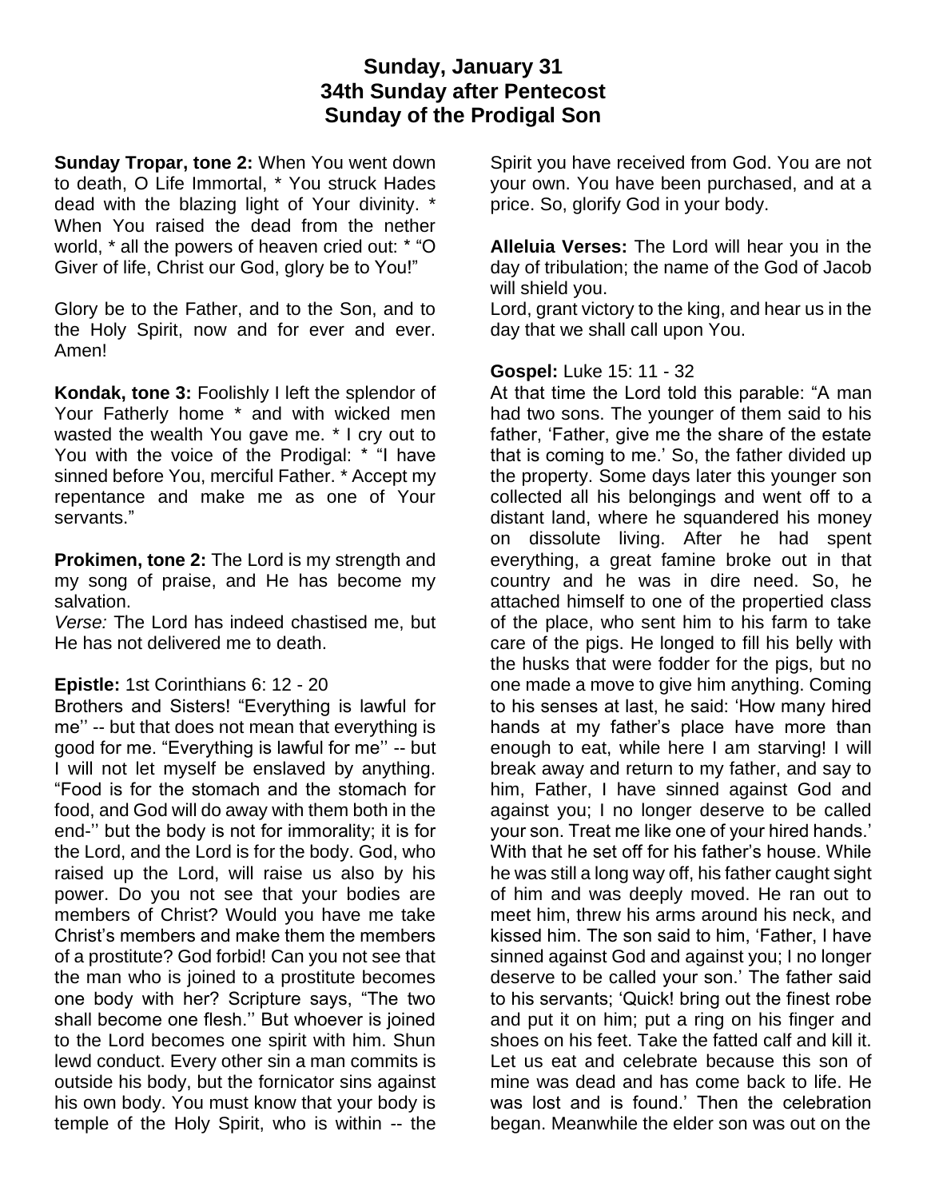# Sunday, January 31
# 34th Sunday after Pentecost
# Sunday of the Prodigal Son

**Sunday Tropar, tone 2:** When You went down to death, O Life Immortal, * You struck Hades dead with the blazing light of Your divinity. * When You raised the dead from the nether world, * all the powers of heaven cried out: * "O Giver of life, Christ our God, glory be to You!"

Glory be to the Father, and to the Son, and to the Holy Spirit, now and for ever and ever. Amen!

**Kondak, tone 3:** Foolishly I left the splendor of Your Fatherly home * and with wicked men wasted the wealth You gave me. * I cry out to You with the voice of the Prodigal: * "I have sinned before You, merciful Father. * Accept my repentance and make me as one of Your servants."

**Prokimen, tone 2:** The Lord is my strength and my song of praise, and He has become my salvation.
*Verse:* The Lord has indeed chastised me, but He has not delivered me to death.

**Epistle:** 1st Corinthians 6: 12 - 20
Brothers and Sisters! "Everything is lawful for me'' -- but that does not mean that everything is good for me. "Everything is lawful for me'' -- but I will not let myself be enslaved by anything. "Food is for the stomach and the stomach for food, and God will do away with them both in the end-'' but the body is not for immorality; it is for the Lord, and the Lord is for the body. God, who raised up the Lord, will raise us also by his power. Do you not see that your bodies are members of Christ? Would you have me take Christ's members and make them the members of a prostitute? God forbid! Can you not see that the man who is joined to a prostitute becomes one body with her? Scripture says, "The two shall become one flesh.'' But whoever is joined to the Lord becomes one spirit with him. Shun lewd conduct. Every other sin a man commits is outside his body, but the fornicator sins against his own body. You must know that your body is temple of the Holy Spirit, who is within -- the Spirit you have received from God. You are not your own. You have been purchased, and at a price. So, glorify God in your body.

**Alleluia Verses:** The Lord will hear you in the day of tribulation; the name of the God of Jacob will shield you.
Lord, grant victory to the king, and hear us in the day that we shall call upon You.

**Gospel:** Luke 15: 11 - 32
At that time the Lord told this parable: "A man had two sons. The younger of them said to his father, 'Father, give me the share of the estate that is coming to me.' So, the father divided up the property. Some days later this younger son collected all his belongings and went off to a distant land, where he squandered his money on dissolute living. After he had spent everything, a great famine broke out in that country and he was in dire need. So, he attached himself to one of the propertied class of the place, who sent him to his farm to take care of the pigs. He longed to fill his belly with the husks that were fodder for the pigs, but no one made a move to give him anything. Coming to his senses at last, he said: 'How many hired hands at my father's place have more than enough to eat, while here I am starving! I will break away and return to my father, and say to him, Father, I have sinned against God and against you; I no longer deserve to be called your son. Treat me like one of your hired hands.' With that he set off for his father's house. While he was still a long way off, his father caught sight of him and was deeply moved. He ran out to meet him, threw his arms around his neck, and kissed him. The son said to him, 'Father, I have sinned against God and against you; I no longer deserve to be called your son.' The father said to his servants; 'Quick! bring out the finest robe and put it on him; put a ring on his finger and shoes on his feet. Take the fatted calf and kill it. Let us eat and celebrate because this son of mine was dead and has come back to life. He was lost and is found.' Then the celebration began. Meanwhile the elder son was out on the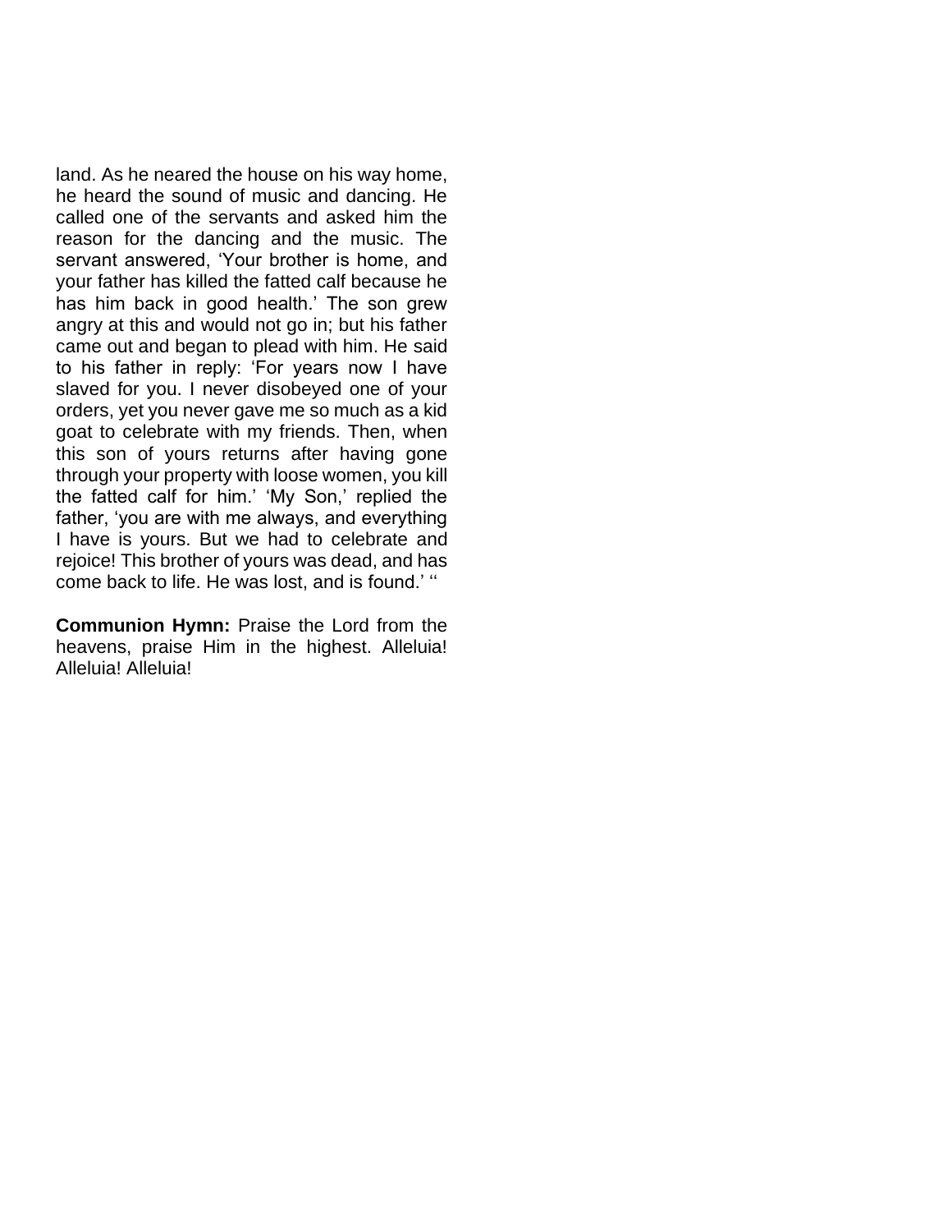land. As he neared the house on his way home, he heard the sound of music and dancing. He called one of the servants and asked him the reason for the dancing and the music. The servant answered, 'Your brother is home, and your father has killed the fatted calf because he has him back in good health.' The son grew angry at this and would not go in; but his father came out and began to plead with him. He said to his father in reply: 'For years now I have slaved for you. I never disobeyed one of your orders, yet you never gave me so much as a kid goat to celebrate with my friends. Then, when this son of yours returns after having gone through your property with loose women, you kill the fatted calf for him.' 'My Son,' replied the father, 'you are with me always, and everything I have is yours. But we had to celebrate and rejoice! This brother of yours was dead, and has come back to life. He was lost, and is found.' ''

**Communion Hymn:** Praise the Lord from the heavens, praise Him in the highest. Alleluia! Alleluia! Alleluia!